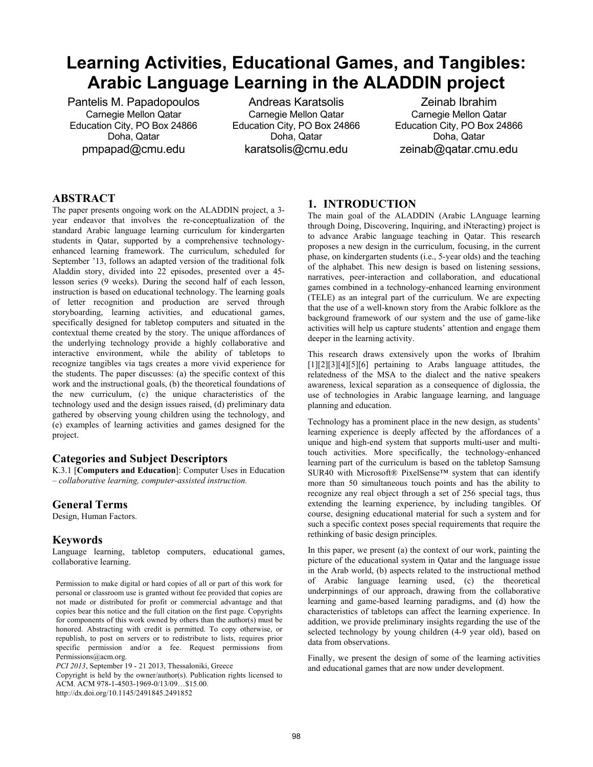# Learning Activities, Educational Games, and Tangibles: Arabic Language Learning in the ALADDIN project

Pantelis M. Papadopoulos
Carnegie Mellon Qatar
Education City, PO Box 24866
Doha, Qatar
pmpapad@cmu.edu

Andreas Karatsolis
Carnegie Mellon Qatar
Education City, PO Box 24866
Doha, Qatar
karatsolis@cmu.edu

Zeinab Ibrahim
Carnegie Mellon Qatar
Education City, PO Box 24866
Doha, Qatar
zeinab@qatar.cmu.edu

## ABSTRACT

The paper presents ongoing work on the ALADDIN project, a 3-year endeavor that involves the re-conceptualization of the standard Arabic language learning curriculum for kindergarten students in Qatar, supported by a comprehensive technology-enhanced learning framework. The curriculum, scheduled for September '13, follows an adapted version of the traditional folk Aladdin story, divided into 22 episodes, presented over a 45-lesson series (9 weeks). During the second half of each lesson, instruction is based on educational technology. The learning goals of letter recognition and production are served through storyboarding, learning activities, and educational games, specifically designed for tabletop computers and situated in the contextual theme created by the story. The unique affordances of the underlying technology provide a highly collaborative and interactive environment, while the ability of tabletops to recognize tangibles via tags creates a more vivid experience for the students. The paper discusses: (a) the specific context of this work and the instructional goals, (b) the theoretical foundations of the new curriculum, (c) the unique characteristics of the technology used and the design issues raised, (d) preliminary data gathered by observing young children using the technology, and (e) examples of learning activities and games designed for the project.

### Categories and Subject Descriptors

K.3.1 [**Computers and Education**]: Computer Uses in Education – *collaborative learning, computer-assisted instruction.*

### General Terms

Design, Human Factors.

### Keywords

Language learning, tabletop computers, educational games, collaborative learning.

Permission to make digital or hard copies of all or part of this work for personal or classroom use is granted without fee provided that copies are not made or distributed for profit or commercial advantage and that copies bear this notice and the full citation on the first page. Copyrights for components of this work owned by others than the author(s) must be honored. Abstracting with credit is permitted. To copy otherwise, or republish, to post on servers or to redistribute to lists, requires prior specific permission and/or a fee. Request permissions from Permissions@acm.org.
*PCI 2013*, September 19 - 21 2013, Thessaloniki, Greece
Copyright is held by the owner/author(s). Publication rights licensed to ACM. ACM 978-1-4503-1969-0/13/09…$15.00.
http://dx.doi.org/10.1145/2491845.2491852

## 1. INTRODUCTION

The main goal of the ALADDIN (Arabic LAnguage learning through Doing, Discovering, Inquiring, and iNteracting) project is to advance Arabic language teaching in Qatar. This research proposes a new design in the curriculum, focusing, in the current phase, on kindergarten students (i.e., 5-year olds) and the teaching of the alphabet. This new design is based on listening sessions, narratives, peer-interaction and collaboration, and educational games combined in a technology-enhanced learning environment (TELE) as an integral part of the curriculum. We are expecting that the use of a well-known story from the Arabic folklore as the background framework of our system and the use of game-like activities will help us capture students' attention and engage them deeper in the learning activity.

This research draws extensively upon the works of Ibrahim [1][2][3][4][5][6] pertaining to Arabs language attitudes, the relatedness of the MSA to the dialect and the native speakers awareness, lexical separation as a consequence of diglossia, the use of technologies in Arabic language learning, and language planning and education.

Technology has a prominent place in the new design, as students' learning experience is deeply affected by the affordances of a unique and high-end system that supports multi-user and multi-touch activities. More specifically, the technology-enhanced learning part of the curriculum is based on the tabletop Samsung SUR40 with Microsoft® PixelSense™ system that can identify more than 50 simultaneous touch points and has the ability to recognize any real object through a set of 256 special tags, thus extending the learning experience, by including tangibles. Of course, designing educational material for such a system and for such a specific context poses special requirements that require the rethinking of basic design principles.

In this paper, we present (a) the context of our work, painting the picture of the educational system in Qatar and the language issue in the Arab world, (b) aspects related to the instructional method of Arabic language learning used, (c) the theoretical underpinnings of our approach, drawing from the collaborative learning and game-based learning paradigms, and (d) how the characteristics of tabletops can affect the learning experience. In addition, we provide preliminary insights regarding the use of the selected technology by young children (4-9 year old), based on data from observations.

Finally, we present the design of some of the learning activities and educational games that are now under development.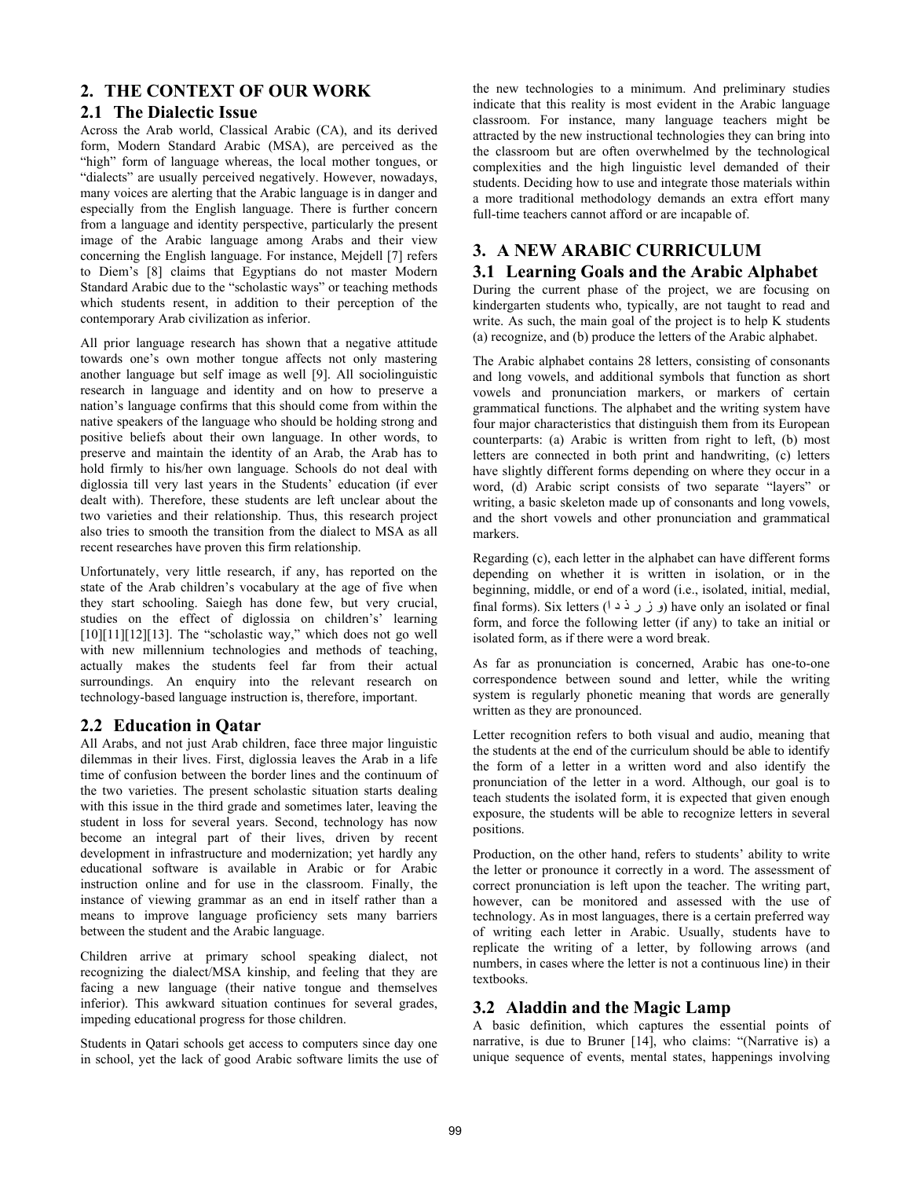## 2. THE CONTEXT OF OUR WORK

### 2.1 The Dialectic Issue

Across the Arab world, Classical Arabic (CA), and its derived form, Modern Standard Arabic (MSA), are perceived as the "high" form of language whereas, the local mother tongues, or "dialects" are usually perceived negatively. However, nowadays, many voices are alerting that the Arabic language is in danger and especially from the English language. There is further concern from a language and identity perspective, particularly the present image of the Arabic language among Arabs and their view concerning the English language. For instance, Mejdell [7] refers to Diem's [8] claims that Egyptians do not master Modern Standard Arabic due to the "scholastic ways" or teaching methods which students resent, in addition to their perception of the contemporary Arab civilization as inferior.

All prior language research has shown that a negative attitude towards one's own mother tongue affects not only mastering another language but self image as well [9]. All sociolinguistic research in language and identity and on how to preserve a nation's language confirms that this should come from within the native speakers of the language who should be holding strong and positive beliefs about their own language. In other words, to preserve and maintain the identity of an Arab, the Arab has to hold firmly to his/her own language. Schools do not deal with diglossia till very last years in the Students' education (if ever dealt with). Therefore, these students are left unclear about the two varieties and their relationship. Thus, this research project also tries to smooth the transition from the dialect to MSA as all recent researches have proven this firm relationship.

Unfortunately, very little research, if any, has reported on the state of the Arab children's vocabulary at the age of five when they start schooling. Saiegh has done few, but very crucial, studies on the effect of diglossia on children's' learning [10][11][12][13]. The "scholastic way," which does not go well with new millennium technologies and methods of teaching, actually makes the students feel far from their actual surroundings. An enquiry into the relevant research on technology-based language instruction is, therefore, important.

### 2.2 Education in Qatar

All Arabs, and not just Arab children, face three major linguistic dilemmas in their lives. First, diglossia leaves the Arab in a life time of confusion between the border lines and the continuum of the two varieties. The present scholastic situation starts dealing with this issue in the third grade and sometimes later, leaving the student in loss for several years. Second, technology has now become an integral part of their lives, driven by recent development in infrastructure and modernization; yet hardly any educational software is available in Arabic or for Arabic instruction online and for use in the classroom. Finally, the instance of viewing grammar as an end in itself rather than a means to improve language proficiency sets many barriers between the student and the Arabic language.

Children arrive at primary school speaking dialect, not recognizing the dialect/MSA kinship, and feeling that they are facing a new language (their native tongue and themselves inferior). This awkward situation continues for several grades, impeding educational progress for those children.

Students in Qatari schools get access to computers since day one in school, yet the lack of good Arabic software limits the use of the new technologies to a minimum. And preliminary studies indicate that this reality is most evident in the Arabic language classroom. For instance, many language teachers might be attracted by the new instructional technologies they can bring into the classroom but are often overwhelmed by the technological complexities and the high linguistic level demanded of their students. Deciding how to use and integrate those materials within a more traditional methodology demands an extra effort many full-time teachers cannot afford or are incapable of.

## 3. A NEW ARABIC CURRICULUM

### 3.1 Learning Goals and the Arabic Alphabet

During the current phase of the project, we are focusing on kindergarten students who, typically, are not taught to read and write. As such, the main goal of the project is to help K students (a) recognize, and (b) produce the letters of the Arabic alphabet.

The Arabic alphabet contains 28 letters, consisting of consonants and long vowels, and additional symbols that function as short vowels and pronunciation markers, or markers of certain grammatical functions. The alphabet and the writing system have four major characteristics that distinguish them from its European counterparts: (a) Arabic is written from right to left, (b) most letters are connected in both print and handwriting, (c) letters have slightly different forms depending on where they occur in a word, (d) Arabic script consists of two separate "layers" or writing, a basic skeleton made up of consonants and long vowels, and the short vowels and other pronunciation and grammatical markers.

Regarding (c), each letter in the alphabet can have different forms depending on whether it is written in isolation, or in the beginning, middle, or end of a word (i.e., isolated, initial, medial, final forms). Six letters (ا د ذ ر ز و) have only an isolated or final form, and force the following letter (if any) to take an initial or isolated form, as if there were a word break.

As far as pronunciation is concerned, Arabic has one-to-one correspondence between sound and letter, while the writing system is regularly phonetic meaning that words are generally written as they are pronounced.

Letter recognition refers to both visual and audio, meaning that the students at the end of the curriculum should be able to identify the form of a letter in a written word and also identify the pronunciation of the letter in a word. Although, our goal is to teach students the isolated form, it is expected that given enough exposure, the students will be able to recognize letters in several positions.

Production, on the other hand, refers to students' ability to write the letter or pronounce it correctly in a word. The assessment of correct pronunciation is left upon the teacher. The writing part, however, can be monitored and assessed with the use of technology. As in most languages, there is a certain preferred way of writing each letter in Arabic. Usually, students have to replicate the writing of a letter, by following arrows (and numbers, in cases where the letter is not a continuous line) in their textbooks.

### 3.2 Aladdin and the Magic Lamp

A basic definition, which captures the essential points of narrative, is due to Bruner [14], who claims: "(Narrative is) a unique sequence of events, mental states, happenings involving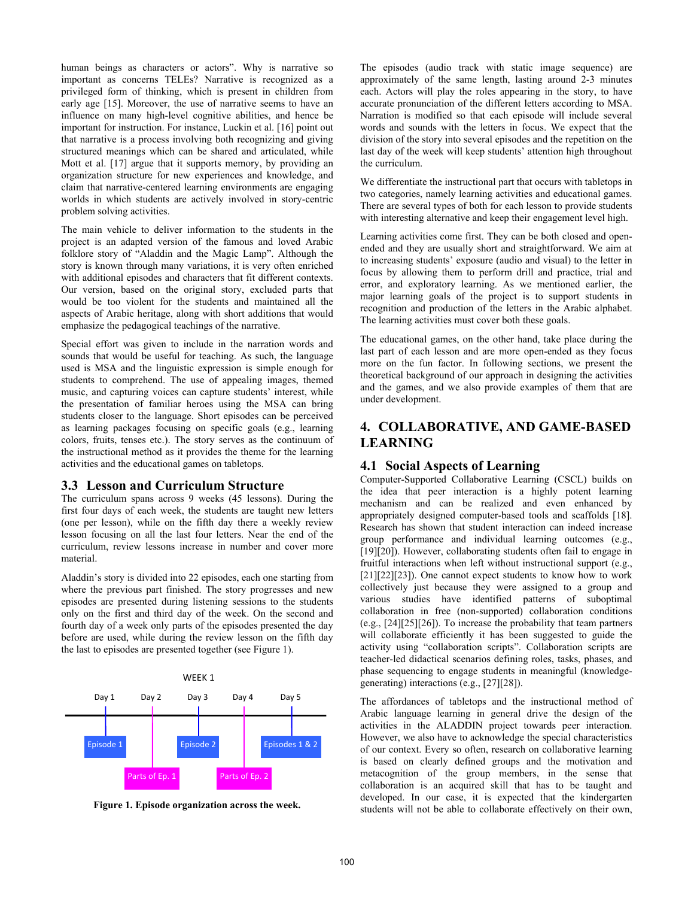human beings as characters or actors". Why is narrative so important as concerns TELEs? Narrative is recognized as a privileged form of thinking, which is present in children from early age [15]. Moreover, the use of narrative seems to have an influence on many high-level cognitive abilities, and hence be important for instruction. For instance, Luckin et al. [16] point out that narrative is a process involving both recognizing and giving structured meanings which can be shared and articulated, while Mott et al. [17] argue that it supports memory, by providing an organization structure for new experiences and knowledge, and claim that narrative-centered learning environments are engaging worlds in which students are actively involved in story-centric problem solving activities.

The main vehicle to deliver information to the students in the project is an adapted version of the famous and loved Arabic folklore story of "Aladdin and the Magic Lamp". Although the story is known through many variations, it is very often enriched with additional episodes and characters that fit different contexts. Our version, based on the original story, excluded parts that would be too violent for the students and maintained all the aspects of Arabic heritage, along with short additions that would emphasize the pedagogical teachings of the narrative.

Special effort was given to include in the narration words and sounds that would be useful for teaching. As such, the language used is MSA and the linguistic expression is simple enough for students to comprehend. The use of appealing images, themed music, and capturing voices can capture students' interest, while the presentation of familiar heroes using the MSA can bring students closer to the language. Short episodes can be perceived as learning packages focusing on specific goals (e.g., learning colors, fruits, tenses etc.). The story serves as the continuum of the instructional method as it provides the theme for the learning activities and the educational games on tabletops.

## 3.3 Lesson and Curriculum Structure

The curriculum spans across 9 weeks (45 lessons). During the first four days of each week, the students are taught new letters (one per lesson), while on the fifth day there a weekly review lesson focusing on all the last four letters. Near the end of the curriculum, review lessons increase in number and cover more material.

Aladdin's story is divided into 22 episodes, each one starting from where the previous part finished. The story progresses and new episodes are presented during listening sessions to the students only on the first and third day of the week. On the second and fourth day of a week only parts of the episodes presented the day before are used, while during the review lesson on the fifth day the last to episodes are presented together (see Figure 1).

| WEEK 1 | | | | |
|---|---|---|---|---|
| Day 1 | Day 2 | Day 3 | Day 4 | Day 5 |
| Episode 1 | Parts of Ep. 1 | Episode 2 | Parts of Ep. 2 | Episodes 1 & 2 |

**Figure 1. Episode organization across the week.**

The episodes (audio track with static image sequence) are approximately of the same length, lasting around 2-3 minutes each. Actors will play the roles appearing in the story, to have accurate pronunciation of the different letters according to MSA. Narration is modified so that each episode will include several words and sounds with the letters in focus. We expect that the division of the story into several episodes and the repetition on the last day of the week will keep students' attention high throughout the curriculum.

We differentiate the instructional part that occurs with tabletops in two categories, namely learning activities and educational games. There are several types of both for each lesson to provide students with interesting alternative and keep their engagement level high.

Learning activities come first. They can be both closed and open-ended and they are usually short and straightforward. We aim at to increasing students' exposure (audio and visual) to the letter in focus by allowing them to perform drill and practice, trial and error, and exploratory learning. As we mentioned earlier, the major learning goals of the project is to support students in recognition and production of the letters in the Arabic alphabet. The learning activities must cover both these goals.

The educational games, on the other hand, take place during the last part of each lesson and are more open-ended as they focus more on the fun factor. In following sections, we present the theoretical background of our approach in designing the activities and the games, and we also provide examples of them that are under development.

# 4. COLLABORATIVE, AND GAME-BASED LEARNING

## 4.1 Social Aspects of Learning

Computer-Supported Collaborative Learning (CSCL) builds on the idea that peer interaction is a highly potent learning mechanism and can be realized and even enhanced by appropriately designed computer-based tools and scaffolds [18]. Research has shown that student interaction can indeed increase group performance and individual learning outcomes (e.g., [19][20]). However, collaborating students often fail to engage in fruitful interactions when left without instructional support (e.g., [21][22][23]). One cannot expect students to know how to work collectively just because they were assigned to a group and various studies have identified patterns of suboptimal collaboration in free (non-supported) collaboration conditions (e.g., [24][25][26]). To increase the probability that team partners will collaborate efficiently it has been suggested to guide the activity using "collaboration scripts". Collaboration scripts are teacher-led didactical scenarios defining roles, tasks, phases, and phase sequencing to engage students in meaningful (knowledge-generating) interactions (e.g., [27][28]).

The affordances of tabletops and the instructional method of Arabic language learning in general drive the design of the activities in the ALADDIN project towards peer interaction. However, we also have to acknowledge the special characteristics of our context. Every so often, research on collaborative learning is based on clearly defined groups and the motivation and metacognition of the group members, in the sense that collaboration is an acquired skill that has to be taught and developed. In our case, it is expected that the kindergarten students will not be able to collaborate effectively on their own,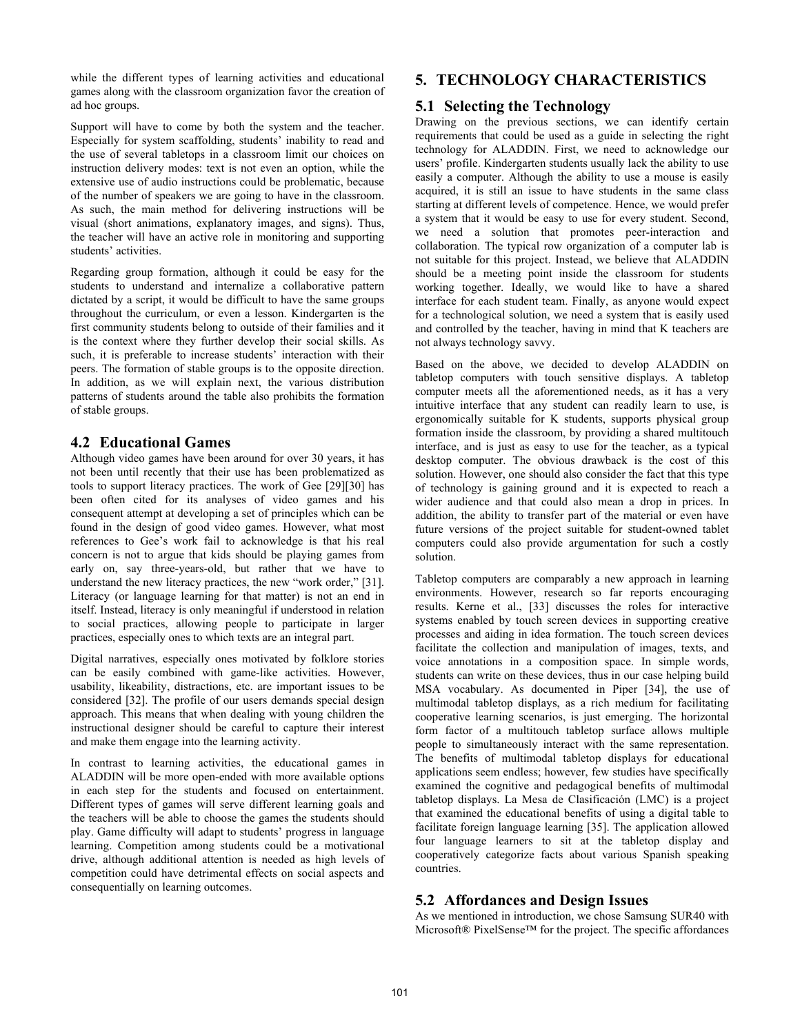while the different types of learning activities and educational games along with the classroom organization favor the creation of ad hoc groups.

Support will have to come by both the system and the teacher. Especially for system scaffolding, students' inability to read and the use of several tabletops in a classroom limit our choices on instruction delivery modes: text is not even an option, while the extensive use of audio instructions could be problematic, because of the number of speakers we are going to have in the classroom. As such, the main method for delivering instructions will be visual (short animations, explanatory images, and signs). Thus, the teacher will have an active role in monitoring and supporting students' activities.

Regarding group formation, although it could be easy for the students to understand and internalize a collaborative pattern dictated by a script, it would be difficult to have the same groups throughout the curriculum, or even a lesson. Kindergarten is the first community students belong to outside of their families and it is the context where they further develop their social skills. As such, it is preferable to increase students' interaction with their peers. The formation of stable groups is to the opposite direction. In addition, as we will explain next, the various distribution patterns of students around the table also prohibits the formation of stable groups.

## 4.2 Educational Games

Although video games have been around for over 30 years, it has not been until recently that their use has been problematized as tools to support literacy practices. The work of Gee [29][30] has been often cited for its analyses of video games and his consequent attempt at developing a set of principles which can be found in the design of good video games. However, what most references to Gee's work fail to acknowledge is that his real concern is not to argue that kids should be playing games from early on, say three-years-old, but rather that we have to understand the new literacy practices, the new "work order," [31]. Literacy (or language learning for that matter) is not an end in itself. Instead, literacy is only meaningful if understood in relation to social practices, allowing people to participate in larger practices, especially ones to which texts are an integral part.

Digital narratives, especially ones motivated by folklore stories can be easily combined with game-like activities. However, usability, likeability, distractions, etc. are important issues to be considered [32]. The profile of our users demands special design approach. This means that when dealing with young children the instructional designer should be careful to capture their interest and make them engage into the learning activity.

In contrast to learning activities, the educational games in ALADDIN will be more open-ended with more available options in each step for the students and focused on entertainment. Different types of games will serve different learning goals and the teachers will be able to choose the games the students should play. Game difficulty will adapt to students' progress in language learning. Competition among students could be a motivational drive, although additional attention is needed as high levels of competition could have detrimental effects on social aspects and consequentially on learning outcomes.

# 5. TECHNOLOGY CHARACTERISTICS

## 5.1 Selecting the Technology

Drawing on the previous sections, we can identify certain requirements that could be used as a guide in selecting the right technology for ALADDIN. First, we need to acknowledge our users' profile. Kindergarten students usually lack the ability to use easily a computer. Although the ability to use a mouse is easily acquired, it is still an issue to have students in the same class starting at different levels of competence. Hence, we would prefer a system that it would be easy to use for every student. Second, we need a solution that promotes peer-interaction and collaboration. The typical row organization of a computer lab is not suitable for this project. Instead, we believe that ALADDIN should be a meeting point inside the classroom for students working together. Ideally, we would like to have a shared interface for each student team. Finally, as anyone would expect for a technological solution, we need a system that is easily used and controlled by the teacher, having in mind that K teachers are not always technology savvy.

Based on the above, we decided to develop ALADDIN on tabletop computers with touch sensitive displays. A tabletop computer meets all the aforementioned needs, as it has a very intuitive interface that any student can readily learn to use, is ergonomically suitable for K students, supports physical group formation inside the classroom, by providing a shared multitouch interface, and is just as easy to use for the teacher, as a typical desktop computer. The obvious drawback is the cost of this solution. However, one should also consider the fact that this type of technology is gaining ground and it is expected to reach a wider audience and that could also mean a drop in prices. In addition, the ability to transfer part of the material or even have future versions of the project suitable for student-owned tablet computers could also provide argumentation for such a costly solution.

Tabletop computers are comparably a new approach in learning environments. However, research so far reports encouraging results. Kerne et al., [33] discusses the roles for interactive systems enabled by touch screen devices in supporting creative processes and aiding in idea formation. The touch screen devices facilitate the collection and manipulation of images, texts, and voice annotations in a composition space. In simple words, students can write on these devices, thus in our case helping build MSA vocabulary. As documented in Piper [34], the use of multimodal tabletop displays, as a rich medium for facilitating cooperative learning scenarios, is just emerging. The horizontal form factor of a multitouch tabletop surface allows multiple people to simultaneously interact with the same representation. The benefits of multimodal tabletop displays for educational applications seem endless; however, few studies have specifically examined the cognitive and pedagogical benefits of multimodal tabletop displays. La Mesa de Clasificación (LMC) is a project that examined the educational benefits of using a digital table to facilitate foreign language learning [35]. The application allowed four language learners to sit at the tabletop display and cooperatively categorize facts about various Spanish speaking countries.

## 5.2 Affordances and Design Issues

As we mentioned in introduction, we chose Samsung SUR40 with Microsoft® PixelSense™ for the project. The specific affordances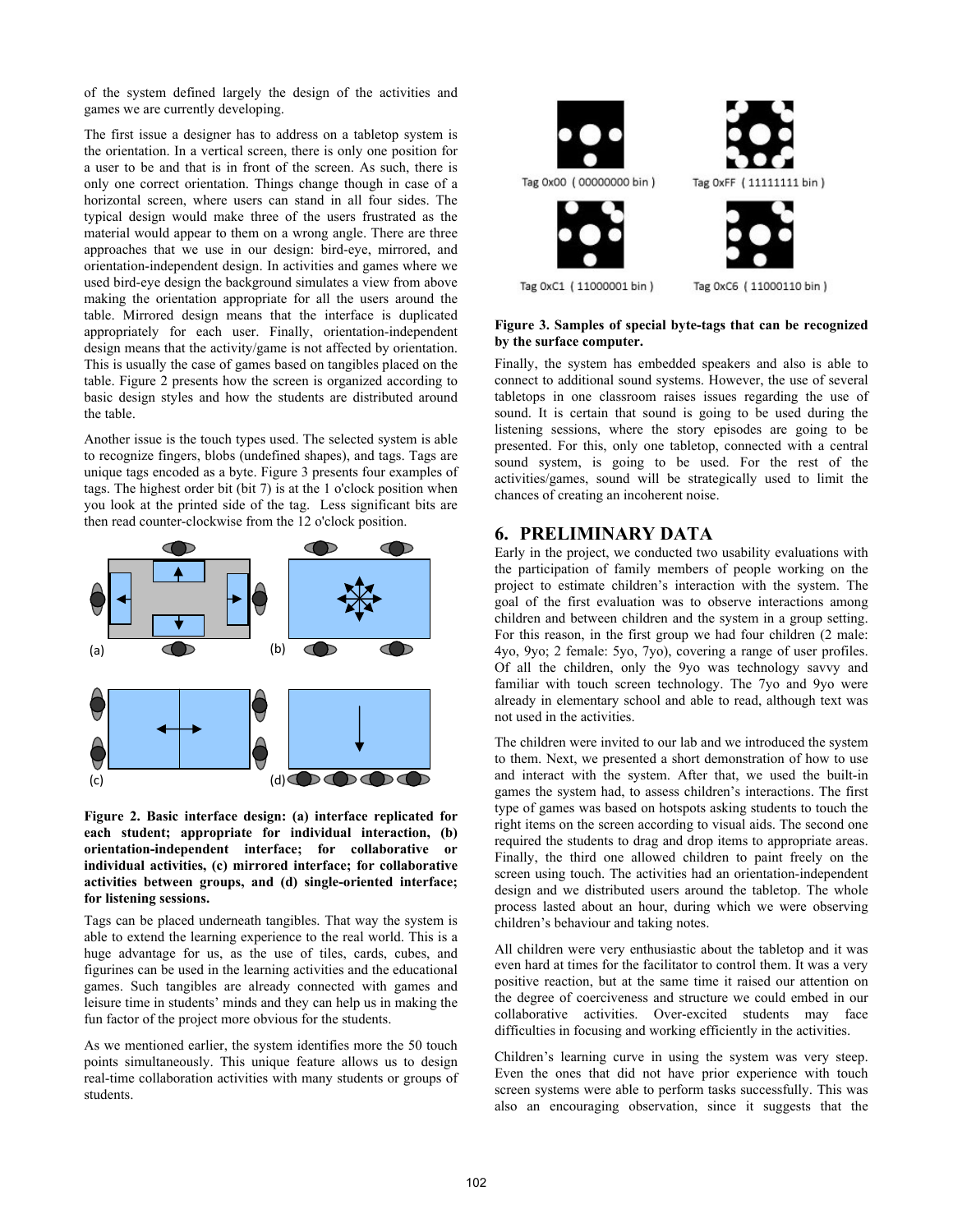of the system defined largely the design of the activities and games we are currently developing.

The first issue a designer has to address on a tabletop system is the orientation. In a vertical screen, there is only one position for a user to be and that is in front of the screen. As such, there is only one correct orientation. Things change though in case of a horizontal screen, where users can stand in all four sides. The typical design would make three of the users frustrated as the material would appear to them on a wrong angle. There are three approaches that we use in our design: bird-eye, mirrored, and orientation-independent design. In activities and games where we used bird-eye design the background simulates a view from above making the orientation appropriate for all the users around the table. Mirrored design means that the interface is duplicated appropriately for each user. Finally, orientation-independent design means that the activity/game is not affected by orientation. This is usually the case of games based on tangibles placed on the table. Figure 2 presents how the screen is organized according to basic design styles and how the students are distributed around the table.

Another issue is the touch types used. The selected system is able to recognize fingers, blobs (undefined shapes), and tags. Tags are unique tags encoded as a byte. Figure 3 presents four examples of tags. The highest order bit (bit 7) is at the 1 o'clock position when you look at the printed side of the tag. Less significant bits are then read counter-clockwise from the 12 o'clock position.

(a)

(b)

(c)

(d)

**Figure 2. Basic interface design: (a) interface replicated for each student; appropriate for individual interaction, (b) orientation-independent interface; for collaborative or individual activities, (c) mirrored interface; for collaborative activities between groups, and (d) single-oriented interface; for listening sessions.**

Tags can be placed underneath tangibles. That way the system is able to extend the learning experience to the real world. This is a huge advantage for us, as the use of tiles, cards, cubes, and figurines can be used in the learning activities and the educational games. Such tangibles are already connected with games and leisure time in students' minds and they can help us in making the fun factor of the project more obvious for the students.

As we mentioned earlier, the system identifies more the 50 touch points simultaneously. This unique feature allows us to design real-time collaboration activities with many students or groups of students.

Tag 0x00 ( 00000000 bin )

Tag 0xFF ( 11111111 bin )

Tag 0xC1 ( 11000001 bin )

Tag 0xC6 ( 11000110 bin )

**Figure 3. Samples of special byte-tags that can be recognized by the surface computer.**

Finally, the system has embedded speakers and also is able to connect to additional sound systems. However, the use of several tabletops in one classroom raises issues regarding the use of sound. It is certain that sound is going to be used during the listening sessions, where the story episodes are going to be presented. For this, only one tabletop, connected with a central sound system, is going to be used. For the rest of the activities/games, sound will be strategically used to limit the chances of creating an incoherent noise.

## 6. PRELIMINARY DATA

Early in the project, we conducted two usability evaluations with the participation of family members of people working on the project to estimate children's interaction with the system. The goal of the first evaluation was to observe interactions among children and between children and the system in a group setting. For this reason, in the first group we had four children (2 male: 4yo, 9yo; 2 female: 5yo, 7yo), covering a range of user profiles. Of all the children, only the 9yo was technology savvy and familiar with touch screen technology. The 7yo and 9yo were already in elementary school and able to read, although text was not used in the activities.

The children were invited to our lab and we introduced the system to them. Next, we presented a short demonstration of how to use and interact with the system. After that, we used the built-in games the system had, to assess children's interactions. The first type of games was based on hotspots asking students to touch the right items on the screen according to visual aids. The second one required the students to drag and drop items to appropriate areas. Finally, the third one allowed children to paint freely on the screen using touch. The activities had an orientation-independent design and we distributed users around the tabletop. The whole process lasted about an hour, during which we were observing children's behaviour and taking notes.

All children were very enthusiastic about the tabletop and it was even hard at times for the facilitator to control them. It was a very positive reaction, but at the same time it raised our attention on the degree of coerciveness and structure we could embed in our collaborative activities. Over-excited students may face difficulties in focusing and working efficiently in the activities.

Children's learning curve in using the system was very steep. Even the ones that did not have prior experience with touch screen systems were able to perform tasks successfully. This was also an encouraging observation, since it suggests that the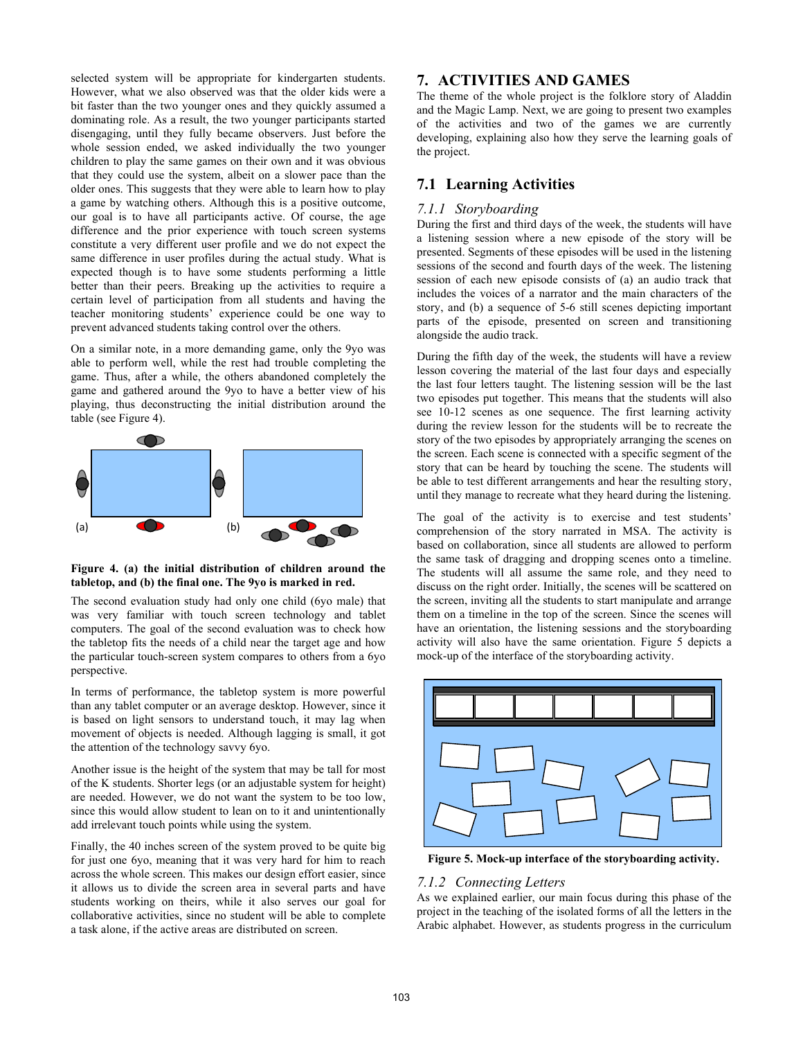selected system will be appropriate for kindergarten students. However, what we also observed was that the older kids were a bit faster than the two younger ones and they quickly assumed a dominating role. As a result, the two younger participants started disengaging, until they fully became observers. Just before the whole session ended, we asked individually the two younger children to play the same games on their own and it was obvious that they could use the system, albeit on a slower pace than the older ones. This suggests that they were able to learn how to play a game by watching others. Although this is a positive outcome, our goal is to have all participants active. Of course, the age difference and the prior experience with touch screen systems constitute a very different user profile and we do not expect the same difference in user profiles during the actual study. What is expected though is to have some students performing a little better than their peers. Breaking up the activities to require a certain level of participation from all students and having the teacher monitoring students' experience could be one way to prevent advanced students taking control over the others.

On a similar note, in a more demanding game, only the 9yo was able to perform well, while the rest had trouble completing the game. Thus, after a while, the others abandoned completely the game and gathered around the 9yo to have a better view of his playing, thus deconstructing the initial distribution around the table (see Figure 4).

(a)

(b)

**Figure 4. (a) the initial distribution of children around the tabletop, and (b) the final one. The 9yo is marked in red.**

The second evaluation study had only one child (6yo male) that was very familiar with touch screen technology and tablet computers. The goal of the second evaluation was to check how the tabletop fits the needs of a child near the target age and how the particular touch-screen system compares to others from a 6yo perspective.

In terms of performance, the tabletop system is more powerful than any tablet computer or an average desktop. However, since it is based on light sensors to understand touch, it may lag when movement of objects is needed. Although lagging is small, it got the attention of the technology savvy 6yo.

Another issue is the height of the system that may be tall for most of the K students. Shorter legs (or an adjustable system for height) are needed. However, we do not want the system to be too low, since this would allow student to lean on to it and unintentionally add irrelevant touch points while using the system.

Finally, the 40 inches screen of the system proved to be quite big for just one 6yo, meaning that it was very hard for him to reach across the whole screen. This makes our design effort easier, since it allows us to divide the screen area in several parts and have students working on theirs, while it also serves our goal for collaborative activities, since no student will be able to complete a task alone, if the active areas are distributed on screen.

## 7. ACTIVITIES AND GAMES

The theme of the whole project is the folklore story of Aladdin and the Magic Lamp. Next, we are going to present two examples of the activities and two of the games we are currently developing, explaining also how they serve the learning goals of the project.

### 7.1 Learning Activities

#### *7.1.1 Storyboarding*

During the first and third days of the week, the students will have a listening session where a new episode of the story will be presented. Segments of these episodes will be used in the listening sessions of the second and fourth days of the week. The listening session of each new episode consists of (a) an audio track that includes the voices of a narrator and the main characters of the story, and (b) a sequence of 5-6 still scenes depicting important parts of the episode, presented on screen and transitioning alongside the audio track.

During the fifth day of the week, the students will have a review lesson covering the material of the last four days and especially the last four letters taught. The listening session will be the last two episodes put together. This means that the students will also see 10-12 scenes as one sequence. The first learning activity during the review lesson for the students will be to recreate the story of the two episodes by appropriately arranging the scenes on the screen. Each scene is connected with a specific segment of the story that can be heard by touching the scene. The students will be able to test different arrangements and hear the resulting story, until they manage to recreate what they heard during the listening.

The goal of the activity is to exercise and test students' comprehension of the story narrated in MSA. The activity is based on collaboration, since all students are allowed to perform the same task of dragging and dropping scenes onto a timeline. The students will all assume the same role, and they need to discuss on the right order. Initially, the scenes will be scattered on the screen, inviting all the students to start manipulate and arrange them on a timeline in the top of the screen. Since the scenes will have an orientation, the listening sessions and the storyboarding activity will also have the same orientation. Figure 5 depicts a mock-up of the interface of the storyboarding activity.

**Figure 5. Mock-up interface of the storyboarding activity.**

#### *7.1.2 Connecting Letters*

As we explained earlier, our main focus during this phase of the project in the teaching of the isolated forms of all the letters in the Arabic alphabet. However, as students progress in the curriculum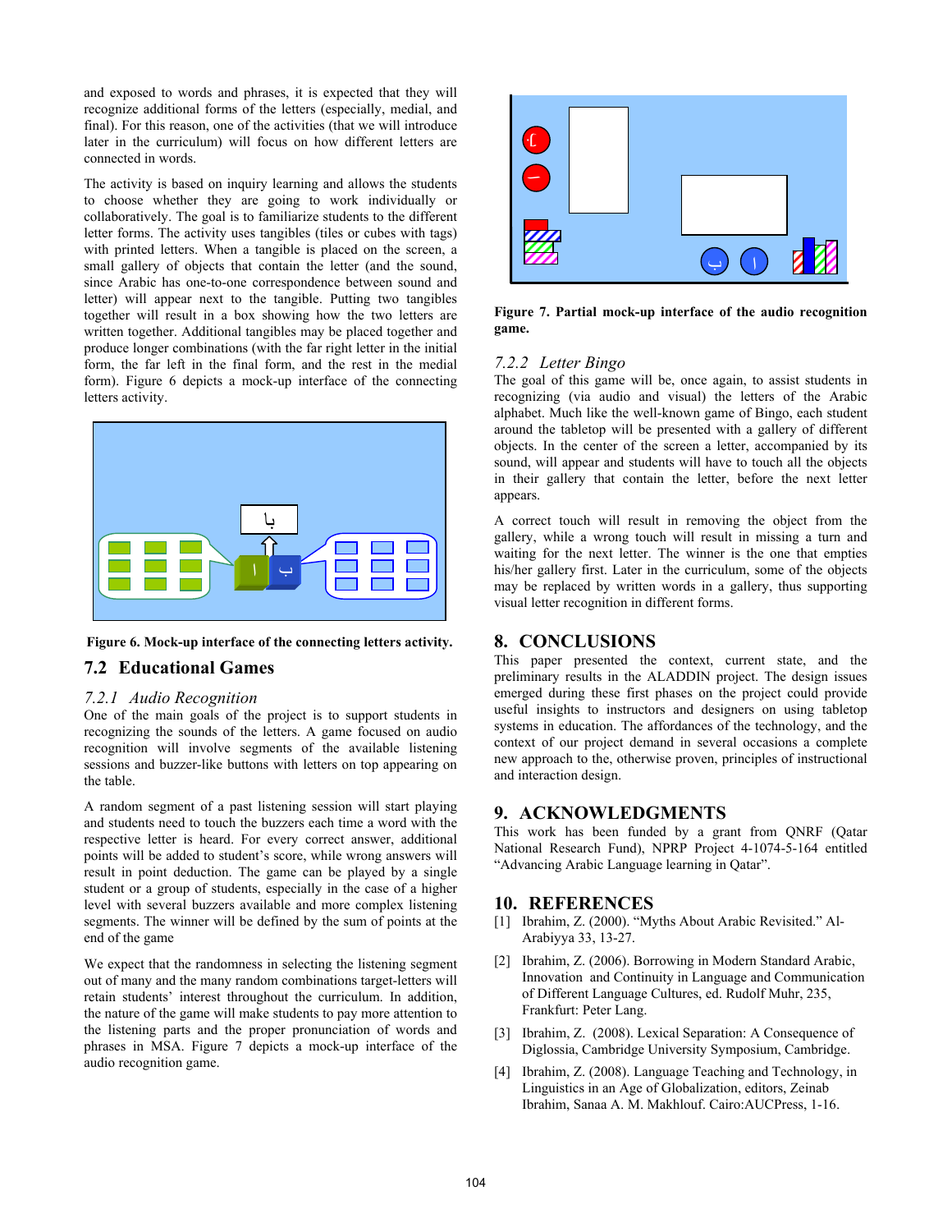and exposed to words and phrases, it is expected that they will recognize additional forms of the letters (especially, medial, and final). For this reason, one of the activities (that we will introduce later in the curriculum) will focus on how different letters are connected in words.

The activity is based on inquiry learning and allows the students to choose whether they are going to work individually or collaboratively. The goal is to familiarize students to the different letter forms. The activity uses tangibles (tiles or cubes with tags) with printed letters. When a tangible is placed on the screen, a small gallery of objects that contain the letter (and the sound, since Arabic has one-to-one correspondence between sound and letter) will appear next to the tangible. Putting two tangibles together will result in a box showing how the two letters are written together. Additional tangibles may be placed together and produce longer combinations (with the far right letter in the initial form, the far left in the final form, and the rest in the medial form). Figure 6 depicts a mock-up interface of the connecting letters activity.

**Figure 6. Mock-up interface of the connecting letters activity.**

## 7.2 Educational Games

### *7.2.1 Audio Recognition*

One of the main goals of the project is to support students in recognizing the sounds of the letters. A game focused on audio recognition will involve segments of the available listening sessions and buzzer-like buttons with letters on top appearing on the table.

A random segment of a past listening session will start playing and students need to touch the buzzers each time a word with the respective letter is heard. For every correct answer, additional points will be added to student's score, while wrong answers will result in point deduction. The game can be played by a single student or a group of students, especially in the case of a higher level with several buzzers available and more complex listening segments. The winner will be defined by the sum of points at the end of the game

We expect that the randomness in selecting the listening segment out of many and the many random combinations target-letters will retain students' interest throughout the curriculum. In addition, the nature of the game will make students to pay more attention to the listening parts and the proper pronunciation of words and phrases in MSA. Figure 7 depicts a mock-up interface of the audio recognition game.

**Figure 7. Partial mock-up interface of the audio recognition game.**

### *7.2.2 Letter Bingo*

The goal of this game will be, once again, to assist students in recognizing (via audio and visual) the letters of the Arabic alphabet. Much like the well-known game of Bingo, each student around the tabletop will be presented with a gallery of different objects. In the center of the screen a letter, accompanied by its sound, will appear and students will have to touch all the objects in their gallery that contain the letter, before the next letter appears.

A correct touch will result in removing the object from the gallery, while a wrong touch will result in missing a turn and waiting for the next letter. The winner is the one that empties his/her gallery first. Later in the curriculum, some of the objects may be replaced by written words in a gallery, thus supporting visual letter recognition in different forms.

# 8. CONCLUSIONS

This paper presented the context, current state, and the preliminary results in the ALADDIN project. The design issues emerged during these first phases on the project could provide useful insights to instructors and designers on using tabletop systems in education. The affordances of the technology, and the context of our project demand in several occasions a complete new approach to the, otherwise proven, principles of instructional and interaction design.

# 9. ACKNOWLEDGMENTS

This work has been funded by a grant from QNRF (Qatar National Research Fund), NPRP Project 4-1074-5-164 entitled "Advancing Arabic Language learning in Qatar".

# 10. REFERENCES

[1] Ibrahim, Z. (2000). "Myths About Arabic Revisited." Al-Arabiyya 33, 13-27.

[2] Ibrahim, Z. (2006). Borrowing in Modern Standard Arabic, Innovation and Continuity in Language and Communication of Different Language Cultures, ed. Rudolf Muhr, 235, Frankfurt: Peter Lang.

[3] Ibrahim, Z. (2008). Lexical Separation: A Consequence of Diglossia, Cambridge University Symposium, Cambridge.

[4] Ibrahim, Z. (2008). Language Teaching and Technology, in Linguistics in an Age of Globalization, editors, Zeinab Ibrahim, Sanaa A. M. Makhlouf. Cairo:AUCPress, 1-16.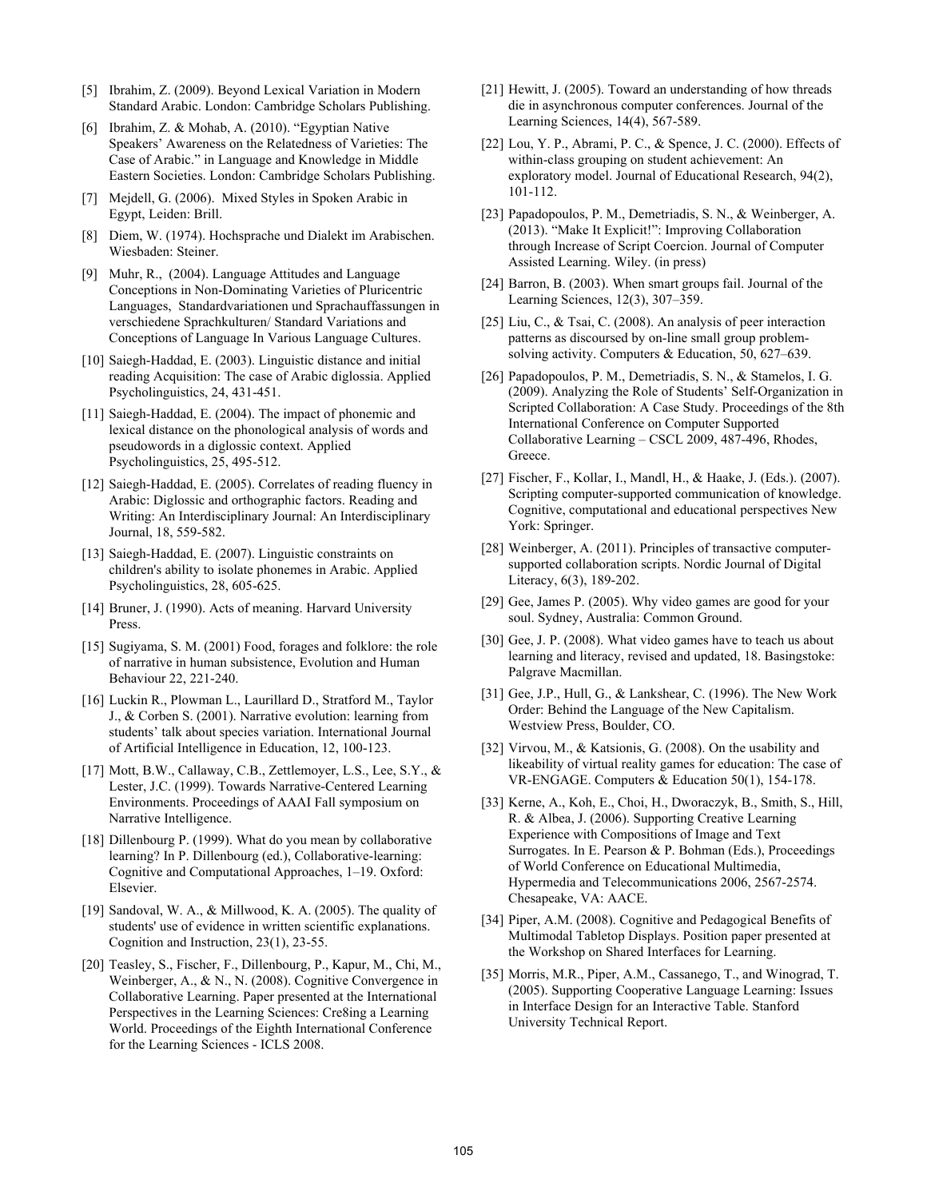[5] Ibrahim, Z. (2009). Beyond Lexical Variation in Modern Standard Arabic. London: Cambridge Scholars Publishing.

[6] Ibrahim, Z. & Mohab, A. (2010). "Egyptian Native Speakers' Awareness on the Relatedness of Varieties: The Case of Arabic." in Language and Knowledge in Middle Eastern Societies. London: Cambridge Scholars Publishing.

[7] Mejdell, G. (2006). Mixed Styles in Spoken Arabic in Egypt, Leiden: Brill.

[8] Diem, W. (1974). Hochsprache und Dialekt im Arabischen. Wiesbaden: Steiner.

[9] Muhr, R., (2004). Language Attitudes and Language Conceptions in Non-Dominating Varieties of Pluricentric Languages, Standardvariationen und Sprachauffassungen in verschiedene Sprachkulturen/ Standard Variations and Conceptions of Language In Various Language Cultures.

[10] Saiegh-Haddad, E. (2003). Linguistic distance and initial reading Acquisition: The case of Arabic diglossia. Applied Psycholinguistics, 24, 431-451.

[11] Saiegh-Haddad, E. (2004). The impact of phonemic and lexical distance on the phonological analysis of words and pseudowords in a diglossic context. Applied Psycholinguistics, 25, 495-512.

[12] Saiegh-Haddad, E. (2005). Correlates of reading fluency in Arabic: Diglossic and orthographic factors. Reading and Writing: An Interdisciplinary Journal: An Interdisciplinary Journal, 18, 559-582.

[13] Saiegh-Haddad, E. (2007). Linguistic constraints on children's ability to isolate phonemes in Arabic. Applied Psycholinguistics, 28, 605-625.

[14] Bruner, J. (1990). Acts of meaning. Harvard University Press.

[15] Sugiyama, S. M. (2001) Food, forages and folklore: the role of narrative in human subsistence, Evolution and Human Behaviour 22, 221-240.

[16] Luckin R., Plowman L., Laurillard D., Stratford M., Taylor J., & Corben S. (2001). Narrative evolution: learning from students' talk about species variation. International Journal of Artificial Intelligence in Education, 12, 100-123.

[17] Mott, B.W., Callaway, C.B., Zettlemoyer, L.S., Lee, S.Y., & Lester, J.C. (1999). Towards Narrative-Centered Learning Environments. Proceedings of AAAI Fall symposium on Narrative Intelligence.

[18] Dillenbourg P. (1999). What do you mean by collaborative learning? In P. Dillenbourg (ed.), Collaborative-learning: Cognitive and Computational Approaches, 1–19. Oxford: Elsevier.

[19] Sandoval, W. A., & Millwood, K. A. (2005). The quality of students' use of evidence in written scientific explanations. Cognition and Instruction, 23(1), 23-55.

[20] Teasley, S., Fischer, F., Dillenbourg, P., Kapur, M., Chi, M., Weinberger, A., & N., N. (2008). Cognitive Convergence in Collaborative Learning. Paper presented at the International Perspectives in the Learning Sciences: Cre8ing a Learning World. Proceedings of the Eighth International Conference for the Learning Sciences - ICLS 2008.

[21] Hewitt, J. (2005). Toward an understanding of how threads die in asynchronous computer conferences. Journal of the Learning Sciences, 14(4), 567-589.

[22] Lou, Y. P., Abrami, P. C., & Spence, J. C. (2000). Effects of within-class grouping on student achievement: An exploratory model. Journal of Educational Research, 94(2), 101-112.

[23] Papadopoulos, P. M., Demetriadis, S. N., & Weinberger, A. (2013). "Make It Explicit!": Improving Collaboration through Increase of Script Coercion. Journal of Computer Assisted Learning. Wiley. (in press)

[24] Barron, B. (2003). When smart groups fail. Journal of the Learning Sciences, 12(3), 307–359.

[25] Liu, C., & Tsai, C. (2008). An analysis of peer interaction patterns as discoursed by on-line small group problem-solving activity. Computers & Education, 50, 627–639.

[26] Papadopoulos, P. M., Demetriadis, S. N., & Stamelos, I. G. (2009). Analyzing the Role of Students' Self-Organization in Scripted Collaboration: A Case Study. Proceedings of the 8th International Conference on Computer Supported Collaborative Learning – CSCL 2009, 487-496, Rhodes, Greece.

[27] Fischer, F., Kollar, I., Mandl, H., & Haake, J. (Eds.). (2007). Scripting computer-supported communication of knowledge. Cognitive, computational and educational perspectives New York: Springer.

[28] Weinberger, A. (2011). Principles of transactive computer-supported collaboration scripts. Nordic Journal of Digital Literacy, 6(3), 189-202.

[29] Gee, James P. (2005). Why video games are good for your soul. Sydney, Australia: Common Ground.

[30] Gee, J. P. (2008). What video games have to teach us about learning and literacy, revised and updated, 18. Basingstoke: Palgrave Macmillan.

[31] Gee, J.P., Hull, G., & Lankshear, C. (1996). The New Work Order: Behind the Language of the New Capitalism. Westview Press, Boulder, CO.

[32] Virvou, M., & Katsionis, G. (2008). On the usability and likeability of virtual reality games for education: The case of VR-ENGAGE. Computers & Education 50(1), 154-178.

[33] Kerne, A., Koh, E., Choi, H., Dworaczyk, B., Smith, S., Hill, R. & Albea, J. (2006). Supporting Creative Learning Experience with Compositions of Image and Text Surrogates. In E. Pearson & P. Bohman (Eds.), Proceedings of World Conference on Educational Multimedia, Hypermedia and Telecommunications 2006, 2567-2574. Chesapeake, VA: AACE.

[34] Piper, A.M. (2008). Cognitive and Pedagogical Benefits of Multimodal Tabletop Displays. Position paper presented at the Workshop on Shared Interfaces for Learning.

[35] Morris, M.R., Piper, A.M., Cassanego, T., and Winograd, T. (2005). Supporting Cooperative Language Learning: Issues in Interface Design for an Interactive Table. Stanford University Technical Report.